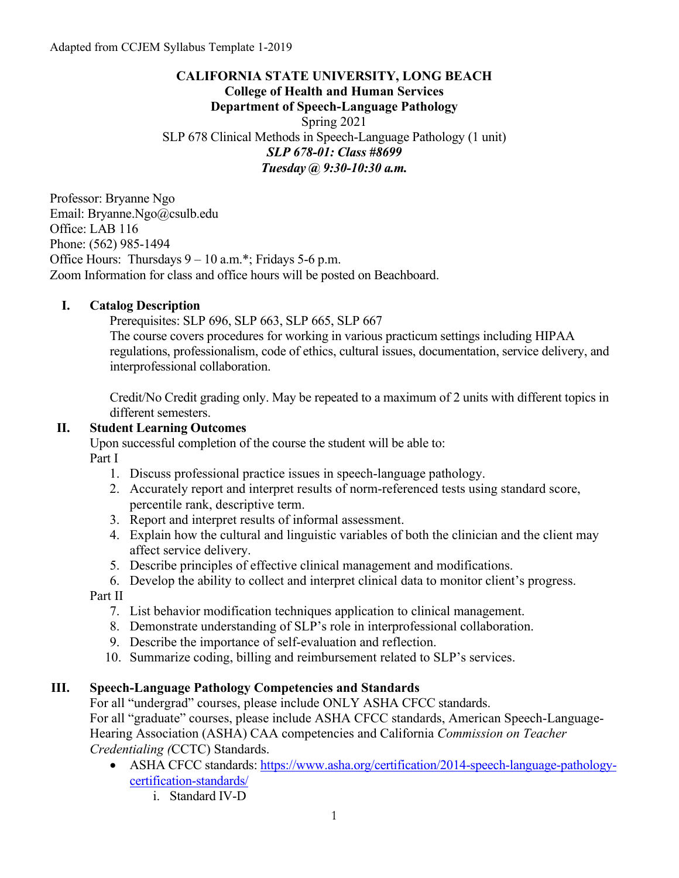Adapted from CCJEM Syllabus Template 1-2019

**CALIFORNIA STATE UNIVERSITY, LONG BEACH**
**College of Health and Human Services**
**Department of Speech-Language Pathology**
Spring 2021
SLP 678 Clinical Methods in Speech-Language Pathology (1 unit)
***SLP 678-01: Class #8699***
***Tuesday @ 9:30-10:30 a.m.***

Professor: Bryanne Ngo
Email: Bryanne.Ngo@csulb.edu
Office: LAB 116
Phone: (562) 985-1494
Office Hours: Thursdays 9 – 10 a.m.*; Fridays 5-6 p.m.
Zoom Information for class and office hours will be posted on Beachboard.

## I. Catalog Description

Prerequisites: SLP 696, SLP 663, SLP 665, SLP 667
The course covers procedures for working in various practicum settings including HIPAA regulations, professionalism, code of ethics, cultural issues, documentation, service delivery, and interprofessional collaboration.

Credit/No Credit grading only. May be repeated to a maximum of 2 units with different topics in different semesters.

## II. Student Learning Outcomes

Upon successful completion of the course the student will be able to:

Part I

1. Discuss professional practice issues in speech-language pathology.
2. Accurately report and interpret results of norm-referenced tests using standard score, percentile rank, descriptive term.
3. Report and interpret results of informal assessment.
4. Explain how the cultural and linguistic variables of both the clinician and the client may affect service delivery.
5. Describe principles of effective clinical management and modifications.
6. Develop the ability to collect and interpret clinical data to monitor client's progress.

Part II

7. List behavior modification techniques application to clinical management.
8. Demonstrate understanding of SLP's role in interprofessional collaboration.
9. Describe the importance of self-evaluation and reflection.
10. Summarize coding, billing and reimbursement related to SLP's services.

## III. Speech-Language Pathology Competencies and Standards

For all "undergrad" courses, please include ONLY ASHA CFCC standards.
For all "graduate" courses, please include ASHA CFCC standards, American Speech-Language-Hearing Association (ASHA) CAA competencies and California *Commission on Teacher Credentialing (*CCTC) Standards.

- ASHA CFCC standards: [https://www.asha.org/certification/2014-speech-language-pathology-certification-standards/](https://www.asha.org/certification/2014-speech-language-pathology-certification-standards/)
  i. Standard IV-D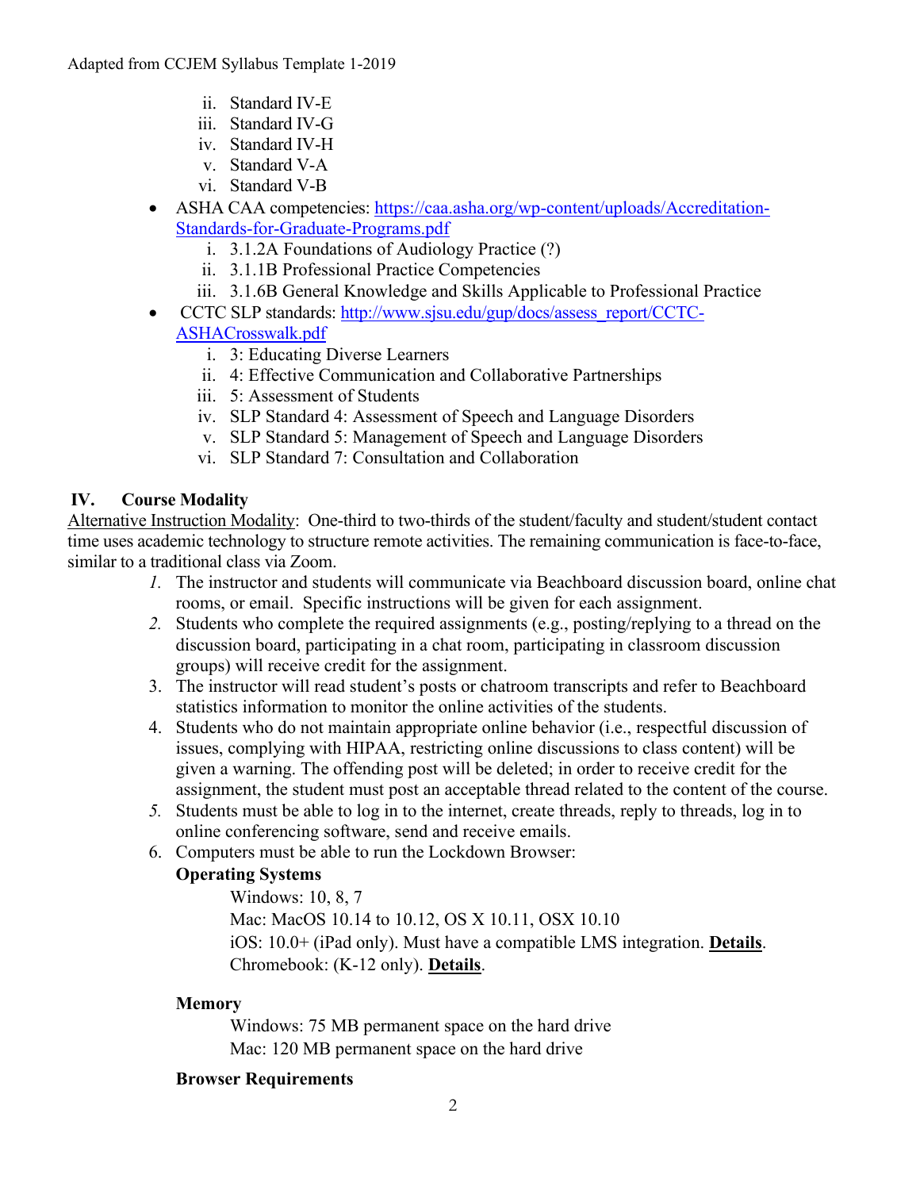ii. Standard IV-E
   iii. Standard IV-G
   iv. Standard IV-H
   v. Standard V-A
   vi. Standard V-B

- ASHA CAA competencies: [https://caa.asha.org/wp-content/uploads/Accreditation-Standards-for-Graduate-Programs.pdf](https://caa.asha.org/wp-content/uploads/Accreditation-Standards-for-Graduate-Programs.pdf)
   i. 3.1.2A Foundations of Audiology Practice (?)
   ii. 3.1.1B Professional Practice Competencies
   iii. 3.1.6B General Knowledge and Skills Applicable to Professional Practice
- CCTC SLP standards: [http://www.sjsu.edu/gup/docs/assess_report/CCTC-ASHACrosswalk.pdf](http://www.sjsu.edu/gup/docs/assess_report/CCTC-ASHACrosswalk.pdf)
   i. 3: Educating Diverse Learners
   ii. 4: Effective Communication and Collaborative Partnerships
   iii. 5: Assessment of Students
   iv. SLP Standard 4: Assessment of Speech and Language Disorders
   v. SLP Standard 5: Management of Speech and Language Disorders
   vi. SLP Standard 7: Consultation and Collaboration

## IV. Course Modality

Alternative Instruction Modality: One-third to two-thirds of the student/faculty and student/student contact time uses academic technology to structure remote activities. The remaining communication is face-to-face, similar to a traditional class via Zoom.

1. The instructor and students will communicate via Beachboard discussion board, online chat rooms, or email. Specific instructions will be given for each assignment.
2. Students who complete the required assignments (e.g., posting/replying to a thread on the discussion board, participating in a chat room, participating in classroom discussion groups) will receive credit for the assignment.
3. The instructor will read student's posts or chatroom transcripts and refer to Beachboard statistics information to monitor the online activities of the students.
4. Students who do not maintain appropriate online behavior (i.e., respectful discussion of issues, complying with HIPAA, restricting online discussions to class content) will be given a warning. The offending post will be deleted; in order to receive credit for the assignment, the student must post an acceptable thread related to the content of the course.
5. Students must be able to log in to the internet, create threads, reply to threads, log in to online conferencing software, send and receive emails.
6. Computers must be able to run the Lockdown Browser:

   **Operating Systems**

   Windows: 10, 8, 7
   Mac: MacOS 10.14 to 10.12, OS X 10.11, OSX 10.10
   iOS: 10.0+ (iPad only). Must have a compatible LMS integration. **Details**.
   Chromebook: (K-12 only). **Details**.

   **Memory**

   Windows: 75 MB permanent space on the hard drive
   Mac: 120 MB permanent space on the hard drive

   **Browser Requirements**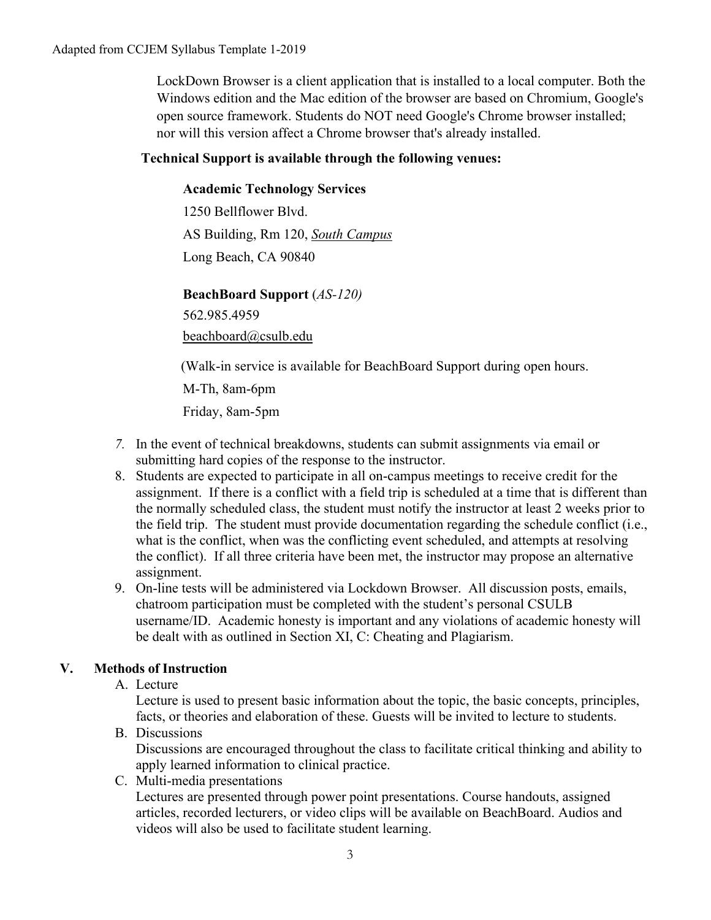LockDown Browser is a client application that is installed to a local computer. Both the Windows edition and the Mac edition of the browser are based on Chromium, Google's open source framework. Students do NOT need Google's Chrome browser installed; nor will this version affect a Chrome browser that's already installed.

**Technical Support is available through the following venues:**

**Academic Technology Services**
1250 Bellflower Blvd.
AS Building, Rm 120, *South Campus*
Long Beach, CA 90840

**BeachBoard Support** (*AS-120)*
562.985.4959
beachboard@csulb.edu

(Walk-in service is available for BeachBoard Support during open hours.
M-Th, 8am-6pm
Friday, 8am-5pm

7. In the event of technical breakdowns, students can submit assignments via email or submitting hard copies of the response to the instructor.
8. Students are expected to participate in all on-campus meetings to receive credit for the assignment. If there is a conflict with a field trip is scheduled at a time that is different than the normally scheduled class, the student must notify the instructor at least 2 weeks prior to the field trip. The student must provide documentation regarding the schedule conflict (i.e., what is the conflict, when was the conflicting event scheduled, and attempts at resolving the conflict). If all three criteria have been met, the instructor may propose an alternative assignment.
9. On-line tests will be administered via Lockdown Browser. All discussion posts, emails, chatroom participation must be completed with the student's personal CSULB username/ID. Academic honesty is important and any violations of academic honesty will be dealt with as outlined in Section XI, C: Cheating and Plagiarism.

## V. Methods of Instruction

A. Lecture
Lecture is used to present basic information about the topic, the basic concepts, principles, facts, or theories and elaboration of these. Guests will be invited to lecture to students.

B. Discussions
Discussions are encouraged throughout the class to facilitate critical thinking and ability to apply learned information to clinical practice.

C. Multi-media presentations
Lectures are presented through power point presentations. Course handouts, assigned articles, recorded lecturers, or video clips will be available on BeachBoard. Audios and videos will also be used to facilitate student learning.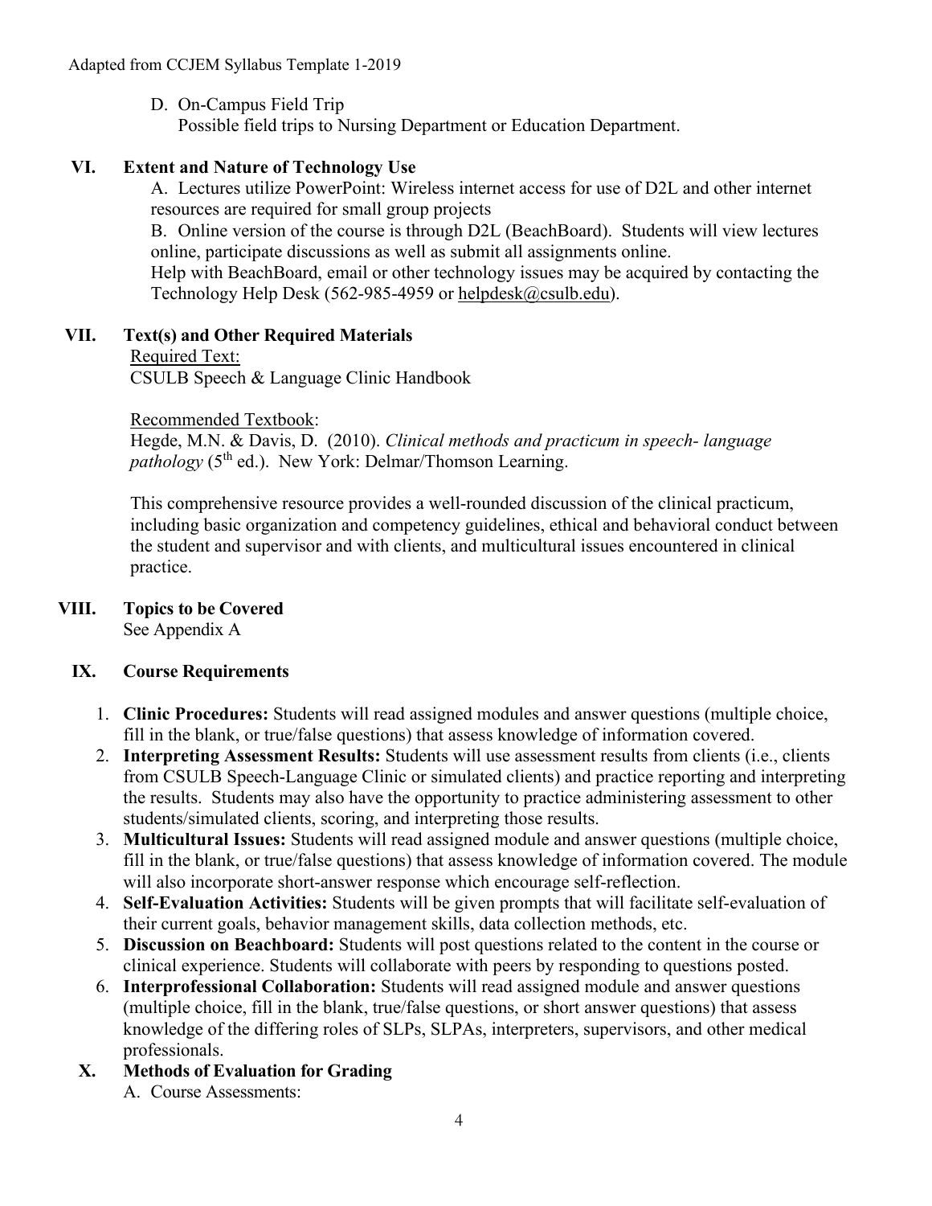D. On-Campus Field Trip
   Possible field trips to Nursing Department or Education Department.

## VI. Extent and Nature of Technology Use

A. Lectures utilize PowerPoint: Wireless internet access for use of D2L and other internet resources are required for small group projects

B. Online version of the course is through D2L (BeachBoard). Students will view lectures online, participate discussions as well as submit all assignments online.
Help with BeachBoard, email or other technology issues may be acquired by contacting the Technology Help Desk (562-985-4959 or helpdesk@csulb.edu).

## VII. Text(s) and Other Required Materials

Required Text:
CSULB Speech & Language Clinic Handbook

Recommended Textbook:
Hegde, M.N. & Davis, D. (2010). *Clinical methods and practicum in speech- language pathology* (5th ed.). New York: Delmar/Thomson Learning.

This comprehensive resource provides a well-rounded discussion of the clinical practicum, including basic organization and competency guidelines, ethical and behavioral conduct between the student and supervisor and with clients, and multicultural issues encountered in clinical practice.

## VIII. Topics to be Covered

See Appendix A

## IX. Course Requirements

1. **Clinic Procedures:** Students will read assigned modules and answer questions (multiple choice, fill in the blank, or true/false questions) that assess knowledge of information covered.
2. **Interpreting Assessment Results:** Students will use assessment results from clients (i.e., clients from CSULB Speech-Language Clinic or simulated clients) and practice reporting and interpreting the results. Students may also have the opportunity to practice administering assessment to other students/simulated clients, scoring, and interpreting those results.
3. **Multicultural Issues:** Students will read assigned module and answer questions (multiple choice, fill in the blank, or true/false questions) that assess knowledge of information covered. The module will also incorporate short-answer response which encourage self-reflection.
4. **Self-Evaluation Activities:** Students will be given prompts that will facilitate self-evaluation of their current goals, behavior management skills, data collection methods, etc.
5. **Discussion on Beachboard:** Students will post questions related to the content in the course or clinical experience. Students will collaborate with peers by responding to questions posted.
6. **Interprofessional Collaboration:** Students will read assigned module and answer questions (multiple choice, fill in the blank, true/false questions, or short answer questions) that assess knowledge of the differing roles of SLPs, SLPAs, interpreters, supervisors, and other medical professionals.

## X. Methods of Evaluation for Grading

A. Course Assessments: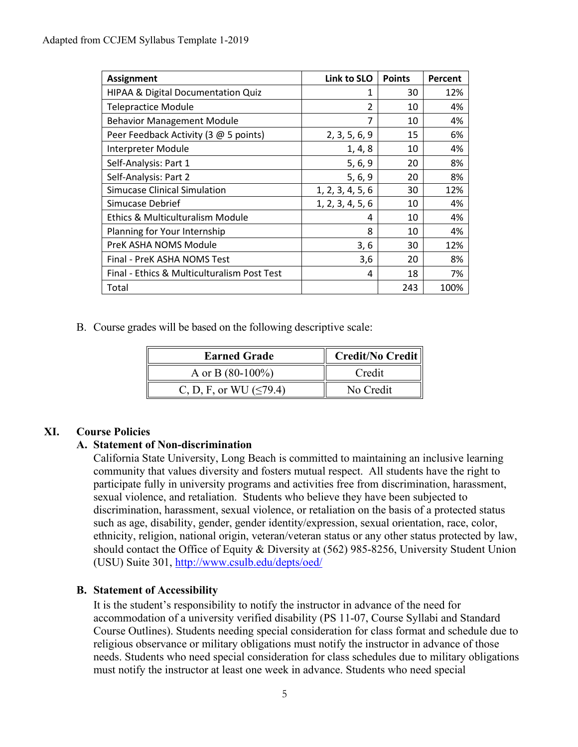| Assignment | Link to SLO | Points | Percent |
|---|---|---|---|
| HIPAA & Digital Documentation Quiz | 1 | 30 | 12% |
| Telepractice Module | 2 | 10 | 4% |
| Behavior Management Module | 7 | 10 | 4% |
| Peer Feedback Activity (3 @ 5 points) | 2, 3, 5, 6, 9 | 15 | 6% |
| Interpreter Module | 1, 4, 8 | 10 | 4% |
| Self-Analysis: Part 1 | 5, 6, 9 | 20 | 8% |
| Self-Analysis: Part 2 | 5, 6, 9 | 20 | 8% |
| Simucase Clinical Simulation | 1, 2, 3, 4, 5, 6 | 30 | 12% |
| Simucase Debrief | 1, 2, 3, 4, 5, 6 | 10 | 4% |
| Ethics & Multiculturalism Module | 4 | 10 | 4% |
| Planning for Your Internship | 8 | 10 | 4% |
| PreK ASHA NOMS Module | 3, 6 | 30 | 12% |
| Final - PreK ASHA NOMS Test | 3,6 | 20 | 8% |
| Final - Ethics & Multiculturalism Post Test | 4 | 18 | 7% |
| Total | | 243 | 100% |

B. Course grades will be based on the following descriptive scale:

| Earned Grade | Credit/No Credit |
|---|---|
| A or B (80-100%) | Credit |
| C, D, F, or WU (≤79.4) | No Credit |

## XI. Course Policies

### A. Statement of Non-discrimination

California State University, Long Beach is committed to maintaining an inclusive learning community that values diversity and fosters mutual respect. All students have the right to participate fully in university programs and activities free from discrimination, harassment, sexual violence, and retaliation. Students who believe they have been subjected to discrimination, harassment, sexual violence, or retaliation on the basis of a protected status such as age, disability, gender, gender identity/expression, sexual orientation, race, color, ethnicity, religion, national origin, veteran/veteran status or any other status protected by law, should contact the Office of Equity & Diversity at (562) 985-8256, University Student Union (USU) Suite 301, http://www.csulb.edu/depts/oed/

### B. Statement of Accessibility

It is the student's responsibility to notify the instructor in advance of the need for accommodation of a university verified disability (PS 11-07, Course Syllabi and Standard Course Outlines). Students needing special consideration for class format and schedule due to religious observance or military obligations must notify the instructor in advance of those needs. Students who need special consideration for class schedules due to military obligations must notify the instructor at least one week in advance. Students who need special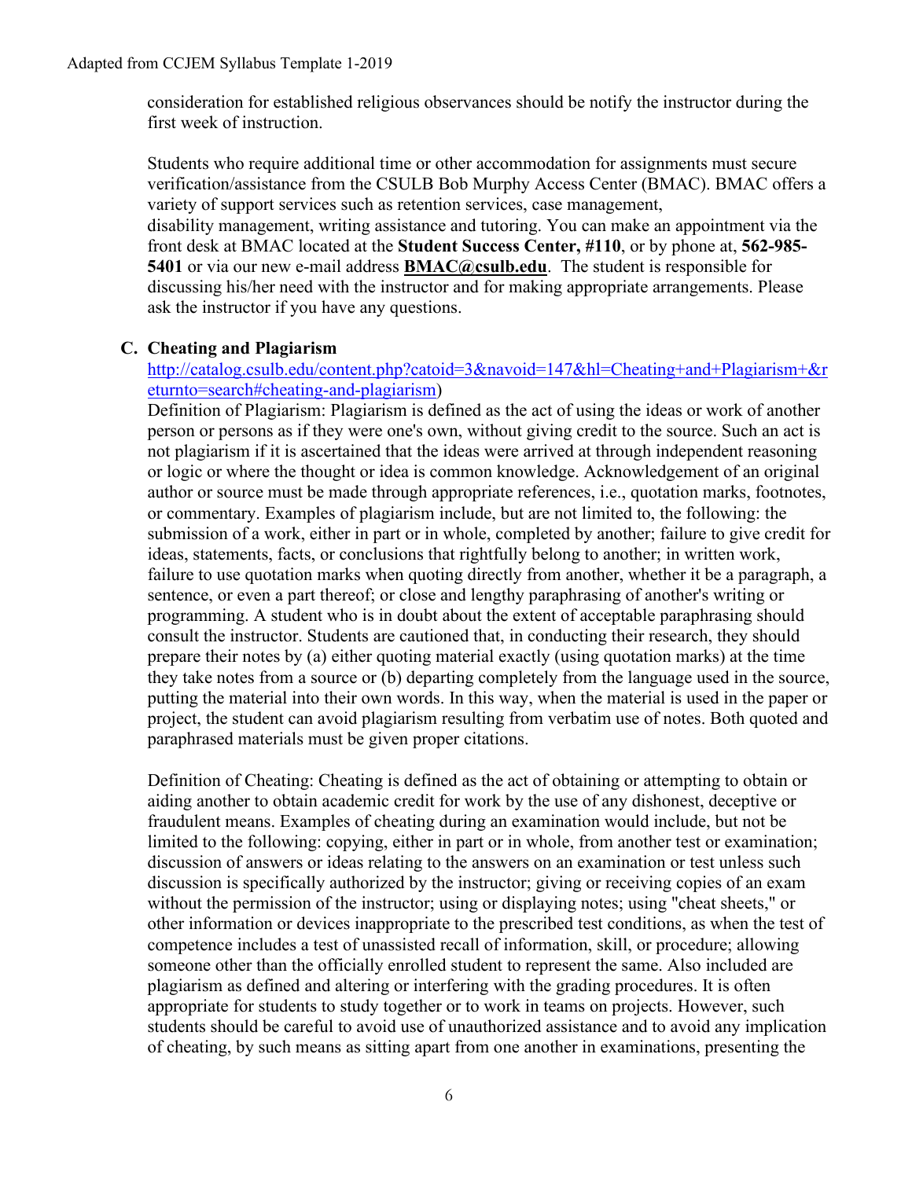consideration for established religious observances should be notify the instructor during the first week of instruction.

Students who require additional time or other accommodation for assignments must secure verification/assistance from the CSULB Bob Murphy Access Center (BMAC). BMAC offers a variety of support services such as retention services, case management, disability management, writing assistance and tutoring. You can make an appointment via the front desk at BMAC located at the **Student Success Center, #110**, or by phone at, **562-985-5401** or via our new e-mail address **BMAC@csulb.edu**. The student is responsible for discussing his/her need with the instructor and for making appropriate arrangements. Please ask the instructor if you have any questions.

### C. Cheating and Plagiarism

http://catalog.csulb.edu/content.php?catoid=3&navoid=147&hl=Cheating+and+Plagiarism+&returnto=search#cheating-and-plagiarism)

Definition of Plagiarism: Plagiarism is defined as the act of using the ideas or work of another person or persons as if they were one's own, without giving credit to the source. Such an act is not plagiarism if it is ascertained that the ideas were arrived at through independent reasoning or logic or where the thought or idea is common knowledge. Acknowledgement of an original author or source must be made through appropriate references, i.e., quotation marks, footnotes, or commentary. Examples of plagiarism include, but are not limited to, the following: the submission of a work, either in part or in whole, completed by another; failure to give credit for ideas, statements, facts, or conclusions that rightfully belong to another; in written work, failure to use quotation marks when quoting directly from another, whether it be a paragraph, a sentence, or even a part thereof; or close and lengthy paraphrasing of another's writing or programming. A student who is in doubt about the extent of acceptable paraphrasing should consult the instructor. Students are cautioned that, in conducting their research, they should prepare their notes by (a) either quoting material exactly (using quotation marks) at the time they take notes from a source or (b) departing completely from the language used in the source, putting the material into their own words. In this way, when the material is used in the paper or project, the student can avoid plagiarism resulting from verbatim use of notes. Both quoted and paraphrased materials must be given proper citations.

Definition of Cheating: Cheating is defined as the act of obtaining or attempting to obtain or aiding another to obtain academic credit for work by the use of any dishonest, deceptive or fraudulent means. Examples of cheating during an examination would include, but not be limited to the following: copying, either in part or in whole, from another test or examination; discussion of answers or ideas relating to the answers on an examination or test unless such discussion is specifically authorized by the instructor; giving or receiving copies of an exam without the permission of the instructor; using or displaying notes; using "cheat sheets," or other information or devices inappropriate to the prescribed test conditions, as when the test of competence includes a test of unassisted recall of information, skill, or procedure; allowing someone other than the officially enrolled student to represent the same. Also included are plagiarism as defined and altering or interfering with the grading procedures. It is often appropriate for students to study together or to work in teams on projects. However, such students should be careful to avoid use of unauthorized assistance and to avoid any implication of cheating, by such means as sitting apart from one another in examinations, presenting the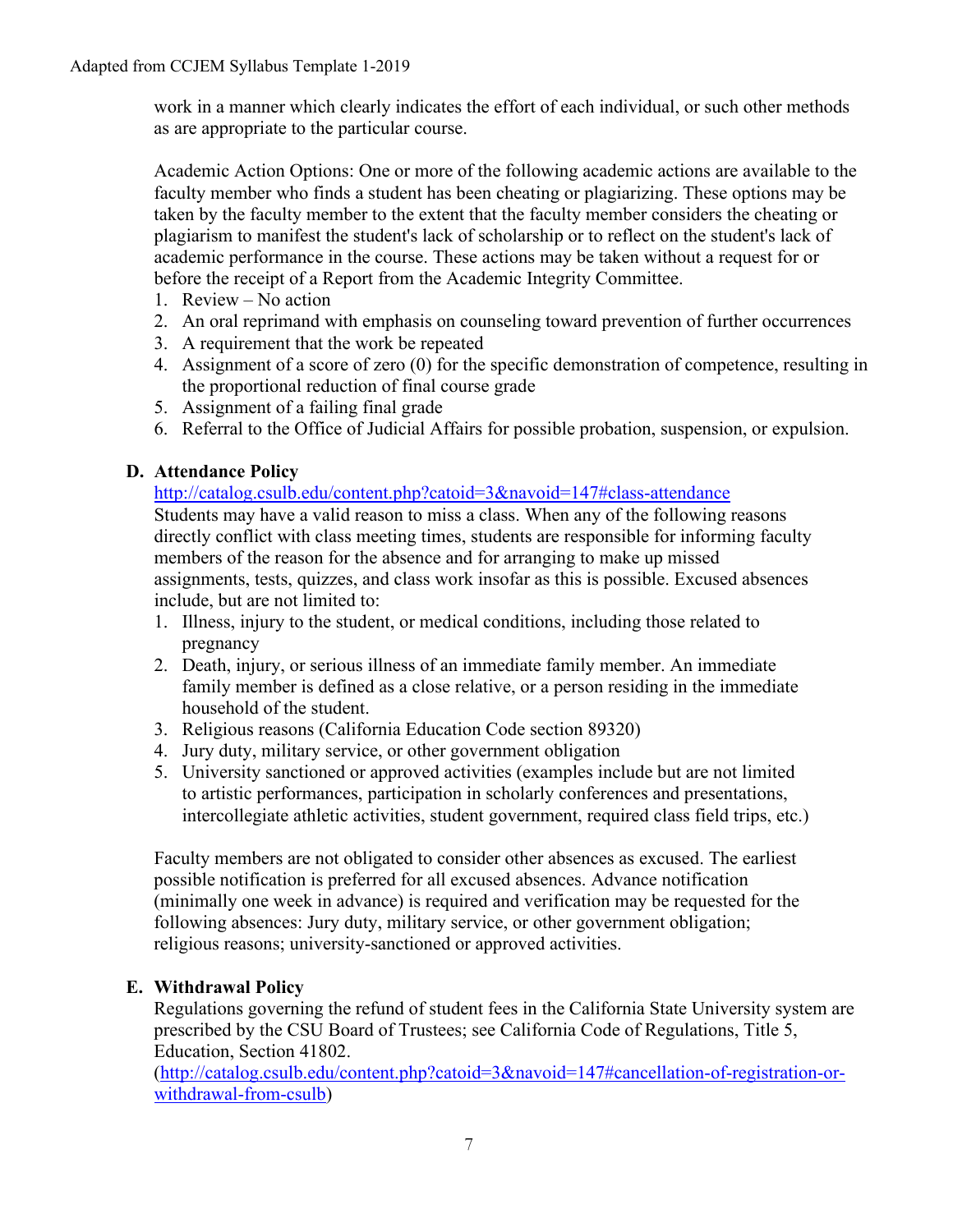work in a manner which clearly indicates the effort of each individual, or such other methods as are appropriate to the particular course.

Academic Action Options: One or more of the following academic actions are available to the faculty member who finds a student has been cheating or plagiarizing. These options may be taken by the faculty member to the extent that the faculty member considers the cheating or plagiarism to manifest the student's lack of scholarship or to reflect on the student's lack of academic performance in the course. These actions may be taken without a request for or before the receipt of a Report from the Academic Integrity Committee.

1. Review – No action
2. An oral reprimand with emphasis on counseling toward prevention of further occurrences
3. A requirement that the work be repeated
4. Assignment of a score of zero (0) for the specific demonstration of competence, resulting in the proportional reduction of final course grade
5. Assignment of a failing final grade
6. Referral to the Office of Judicial Affairs for possible probation, suspension, or expulsion.

### D. Attendance Policy

http://catalog.csulb.edu/content.php?catoid=3&navoid=147#class-attendance

Students may have a valid reason to miss a class. When any of the following reasons directly conflict with class meeting times, students are responsible for informing faculty members of the reason for the absence and for arranging to make up missed assignments, tests, quizzes, and class work insofar as this is possible. Excused absences include, but are not limited to:

1. Illness, injury to the student, or medical conditions, including those related to pregnancy
2. Death, injury, or serious illness of an immediate family member. An immediate family member is defined as a close relative, or a person residing in the immediate household of the student.
3. Religious reasons (California Education Code section 89320)
4. Jury duty, military service, or other government obligation
5. University sanctioned or approved activities (examples include but are not limited to artistic performances, participation in scholarly conferences and presentations, intercollegiate athletic activities, student government, required class field trips, etc.)

Faculty members are not obligated to consider other absences as excused. The earliest possible notification is preferred for all excused absences. Advance notification (minimally one week in advance) is required and verification may be requested for the following absences: Jury duty, military service, or other government obligation; religious reasons; university-sanctioned or approved activities.

### E. Withdrawal Policy

Regulations governing the refund of student fees in the California State University system are prescribed by the CSU Board of Trustees; see California Code of Regulations, Title 5, Education, Section 41802.
(http://catalog.csulb.edu/content.php?catoid=3&navoid=147#cancellation-of-registration-or-withdrawal-from-csulb)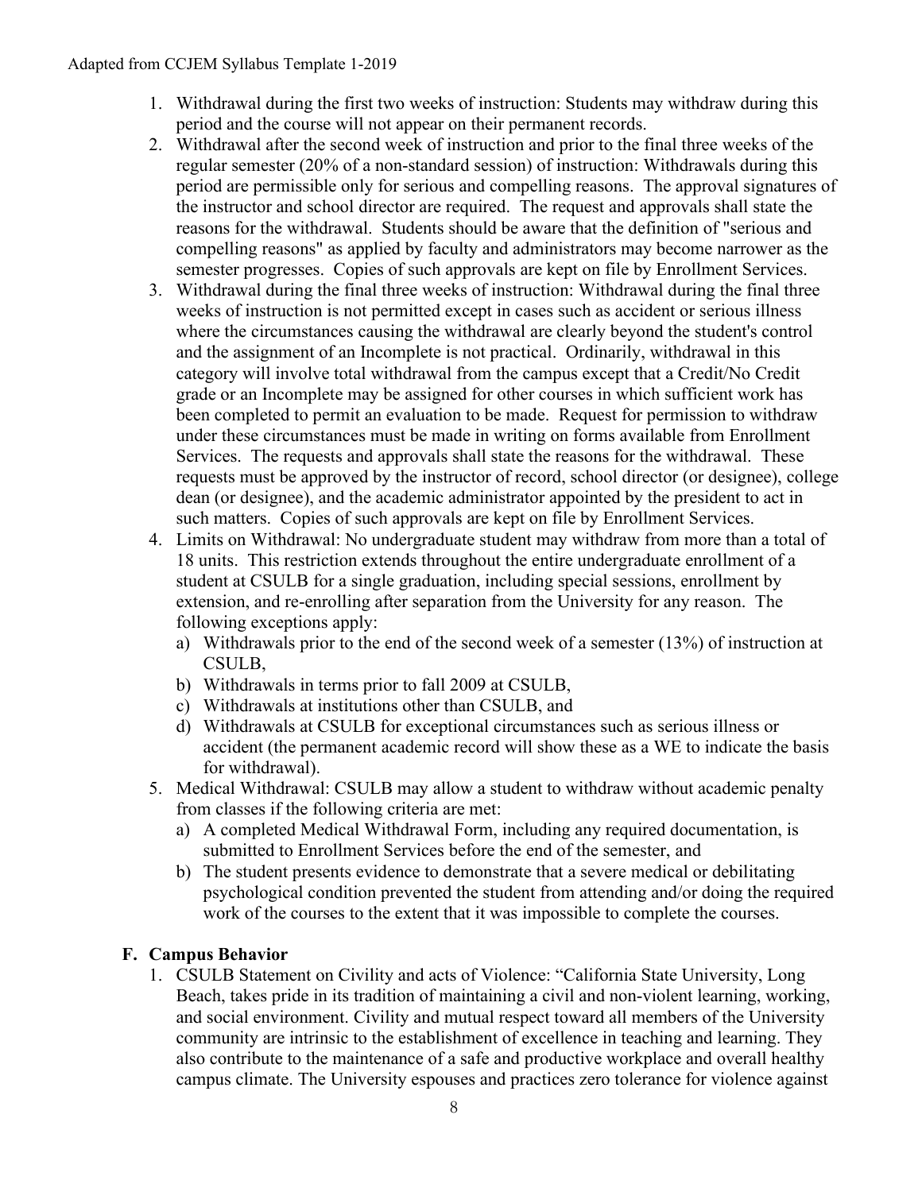1. Withdrawal during the first two weeks of instruction: Students may withdraw during this period and the course will not appear on their permanent records.
2. Withdrawal after the second week of instruction and prior to the final three weeks of the regular semester (20% of a non-standard session) of instruction: Withdrawals during this period are permissible only for serious and compelling reasons. The approval signatures of the instructor and school director are required. The request and approvals shall state the reasons for the withdrawal. Students should be aware that the definition of "serious and compelling reasons" as applied by faculty and administrators may become narrower as the semester progresses. Copies of such approvals are kept on file by Enrollment Services.
3. Withdrawal during the final three weeks of instruction: Withdrawal during the final three weeks of instruction is not permitted except in cases such as accident or serious illness where the circumstances causing the withdrawal are clearly beyond the student's control and the assignment of an Incomplete is not practical. Ordinarily, withdrawal in this category will involve total withdrawal from the campus except that a Credit/No Credit grade or an Incomplete may be assigned for other courses in which sufficient work has been completed to permit an evaluation to be made. Request for permission to withdraw under these circumstances must be made in writing on forms available from Enrollment Services. The requests and approvals shall state the reasons for the withdrawal. These requests must be approved by the instructor of record, school director (or designee), college dean (or designee), and the academic administrator appointed by the president to act in such matters. Copies of such approvals are kept on file by Enrollment Services.
4. Limits on Withdrawal: No undergraduate student may withdraw from more than a total of 18 units. This restriction extends throughout the entire undergraduate enrollment of a student at CSULB for a single graduation, including special sessions, enrollment by extension, and re-enrolling after separation from the University for any reason. The following exceptions apply:
   a) Withdrawals prior to the end of the second week of a semester (13%) of instruction at CSULB,
   b) Withdrawals in terms prior to fall 2009 at CSULB,
   c) Withdrawals at institutions other than CSULB, and
   d) Withdrawals at CSULB for exceptional circumstances such as serious illness or accident (the permanent academic record will show these as a WE to indicate the basis for withdrawal).
5. Medical Withdrawal: CSULB may allow a student to withdraw without academic penalty from classes if the following criteria are met:
   a) A completed Medical Withdrawal Form, including any required documentation, is submitted to Enrollment Services before the end of the semester, and
   b) The student presents evidence to demonstrate that a severe medical or debilitating psychological condition prevented the student from attending and/or doing the required work of the courses to the extent that it was impossible to complete the courses.

## F. Campus Behavior

1. CSULB Statement on Civility and acts of Violence: "California State University, Long Beach, takes pride in its tradition of maintaining a civil and non-violent learning, working, and social environment. Civility and mutual respect toward all members of the University community are intrinsic to the establishment of excellence in teaching and learning. They also contribute to the maintenance of a safe and productive workplace and overall healthy campus climate. The University espouses and practices zero tolerance for violence against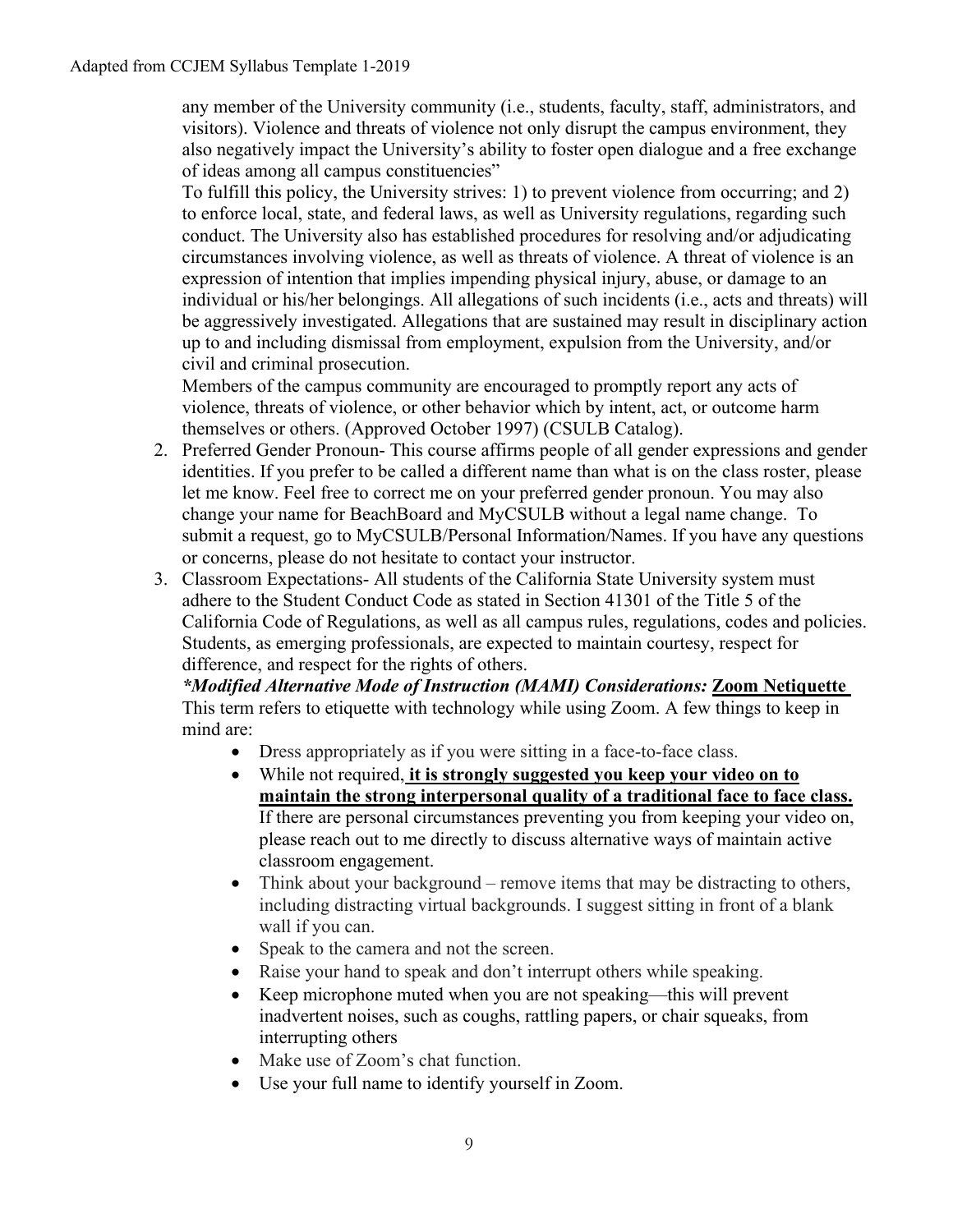any member of the University community (i.e., students, faculty, staff, administrators, and visitors). Violence and threats of violence not only disrupt the campus environment, they also negatively impact the University's ability to foster open dialogue and a free exchange of ideas among all campus constituencies"

To fulfill this policy, the University strives: 1) to prevent violence from occurring; and 2) to enforce local, state, and federal laws, as well as University regulations, regarding such conduct. The University also has established procedures for resolving and/or adjudicating circumstances involving violence, as well as threats of violence. A threat of violence is an expression of intention that implies impending physical injury, abuse, or damage to an individual or his/her belongings. All allegations of such incidents (i.e., acts and threats) will be aggressively investigated. Allegations that are sustained may result in disciplinary action up to and including dismissal from employment, expulsion from the University, and/or civil and criminal prosecution.

Members of the campus community are encouraged to promptly report any acts of violence, threats of violence, or other behavior which by intent, act, or outcome harm themselves or others. (Approved October 1997) (CSULB Catalog).

2. Preferred Gender Pronoun- This course affirms people of all gender expressions and gender identities. If you prefer to be called a different name than what is on the class roster, please let me know. Feel free to correct me on your preferred gender pronoun. You may also change your name for BeachBoard and MyCSULB without a legal name change. To submit a request, go to MyCSULB/Personal Information/Names. If you have any questions or concerns, please do not hesitate to contact your instructor.
3. Classroom Expectations- All students of the California State University system must adhere to the Student Conduct Code as stated in Section 41301 of the Title 5 of the California Code of Regulations, as well as all campus rules, regulations, codes and policies. Students, as emerging professionals, are expected to maintain courtesy, respect for difference, and respect for the rights of others.

   ***Modified Alternative Mode of Instruction (MAMI) Considerations:*** **Zoom Netiquette**
   This term refers to etiquette with technology while using Zoom. A few things to keep in mind are:

   - Dress appropriately as if you were sitting in a face-to-face class.
   - While not required, **it is strongly suggested you keep your video on to maintain the strong interpersonal quality of a traditional face to face class.** If there are personal circumstances preventing you from keeping your video on, please reach out to me directly to discuss alternative ways of maintain active classroom engagement.
   - Think about your background – remove items that may be distracting to others, including distracting virtual backgrounds. I suggest sitting in front of a blank wall if you can.
   - Speak to the camera and not the screen.
   - Raise your hand to speak and don't interrupt others while speaking.
   - Keep microphone muted when you are not speaking—this will prevent inadvertent noises, such as coughs, rattling papers, or chair squeaks, from interrupting others
   - Make use of Zoom's chat function.
   - Use your full name to identify yourself in Zoom.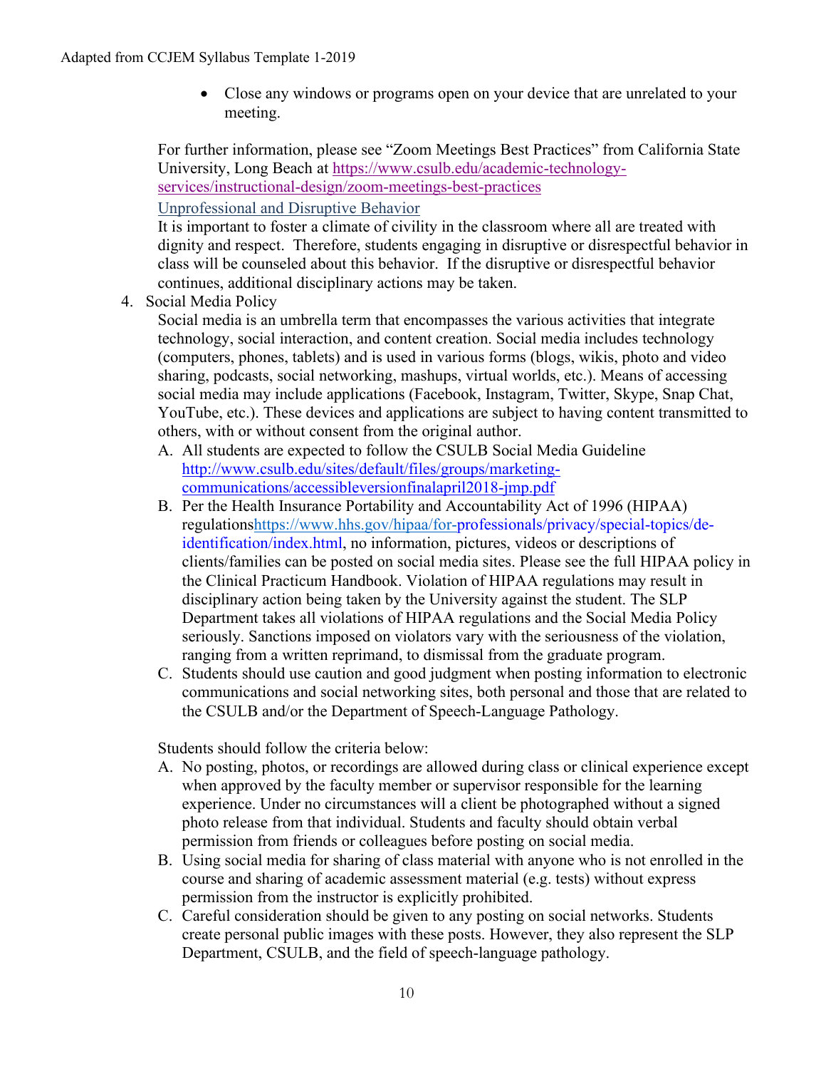- Close any windows or programs open on your device that are unrelated to your meeting.

For further information, please see "Zoom Meetings Best Practices" from California State University, Long Beach at https://www.csulb.edu/academic-technology-services/instructional-design/zoom-meetings-best-practices

Unprofessional and Disruptive Behavior

It is important to foster a climate of civility in the classroom where all are treated with dignity and respect. Therefore, students engaging in disruptive or disrespectful behavior in class will be counseled about this behavior. If the disruptive or disrespectful behavior continues, additional disciplinary actions may be taken.

4. Social Media Policy

   Social media is an umbrella term that encompasses the various activities that integrate technology, social interaction, and content creation. Social media includes technology (computers, phones, tablets) and is used in various forms (blogs, wikis, photo and video sharing, podcasts, social networking, mashups, virtual worlds, etc.). Means of accessing social media may include applications (Facebook, Instagram, Twitter, Skype, Snap Chat, YouTube, etc.). These devices and applications are subject to having content transmitted to others, with or without consent from the original author.

   A. All students are expected to follow the CSULB Social Media Guideline http://www.csulb.edu/sites/default/files/groups/marketing-communications/accessibleversionfinalapril2018-jmp.pdf
   B. Per the Health Insurance Portability and Accountability Act of 1996 (HIPAA) regulationshttps://www.hhs.gov/hipaa/for-professionals/privacy/special-topics/de-identification/index.html, no information, pictures, videos or descriptions of clients/families can be posted on social media sites. Please see the full HIPAA policy in the Clinical Practicum Handbook. Violation of HIPAA regulations may result in disciplinary action being taken by the University against the student. The SLP Department takes all violations of HIPAA regulations and the Social Media Policy seriously. Sanctions imposed on violators vary with the seriousness of the violation, ranging from a written reprimand, to dismissal from the graduate program.
   C. Students should use caution and good judgment when posting information to electronic communications and social networking sites, both personal and those that are related to the CSULB and/or the Department of Speech-Language Pathology.

   Students should follow the criteria below:

   A. No posting, photos, or recordings are allowed during class or clinical experience except when approved by the faculty member or supervisor responsible for the learning experience. Under no circumstances will a client be photographed without a signed photo release from that individual. Students and faculty should obtain verbal permission from friends or colleagues before posting on social media.
   B. Using social media for sharing of class material with anyone who is not enrolled in the course and sharing of academic assessment material (e.g. tests) without express permission from the instructor is explicitly prohibited.
   C. Careful consideration should be given to any posting on social networks. Students create personal public images with these posts. However, they also represent the SLP Department, CSULB, and the field of speech-language pathology.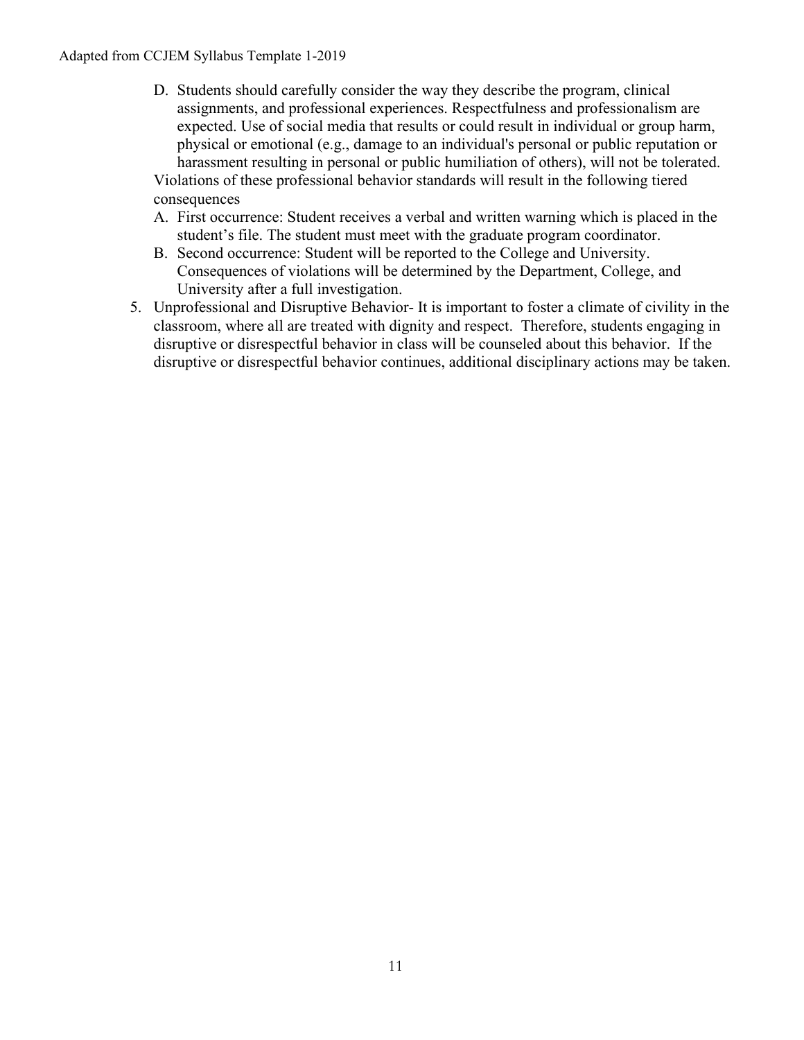D. Students should carefully consider the way they describe the program, clinical assignments, and professional experiences. Respectfulness and professionalism are expected. Use of social media that results or could result in individual or group harm, physical or emotional (e.g., damage to an individual's personal or public reputation or harassment resulting in personal or public humiliation of others), will not be tolerated.

Violations of these professional behavior standards will result in the following tiered consequences

A. First occurrence: Student receives a verbal and written warning which is placed in the student's file. The student must meet with the graduate program coordinator.
B. Second occurrence: Student will be reported to the College and University. Consequences of violations will be determined by the Department, College, and University after a full investigation.

5. Unprofessional and Disruptive Behavior- It is important to foster a climate of civility in the classroom, where all are treated with dignity and respect. Therefore, students engaging in disruptive or disrespectful behavior in class will be counseled about this behavior. If the disruptive or disrespectful behavior continues, additional disciplinary actions may be taken.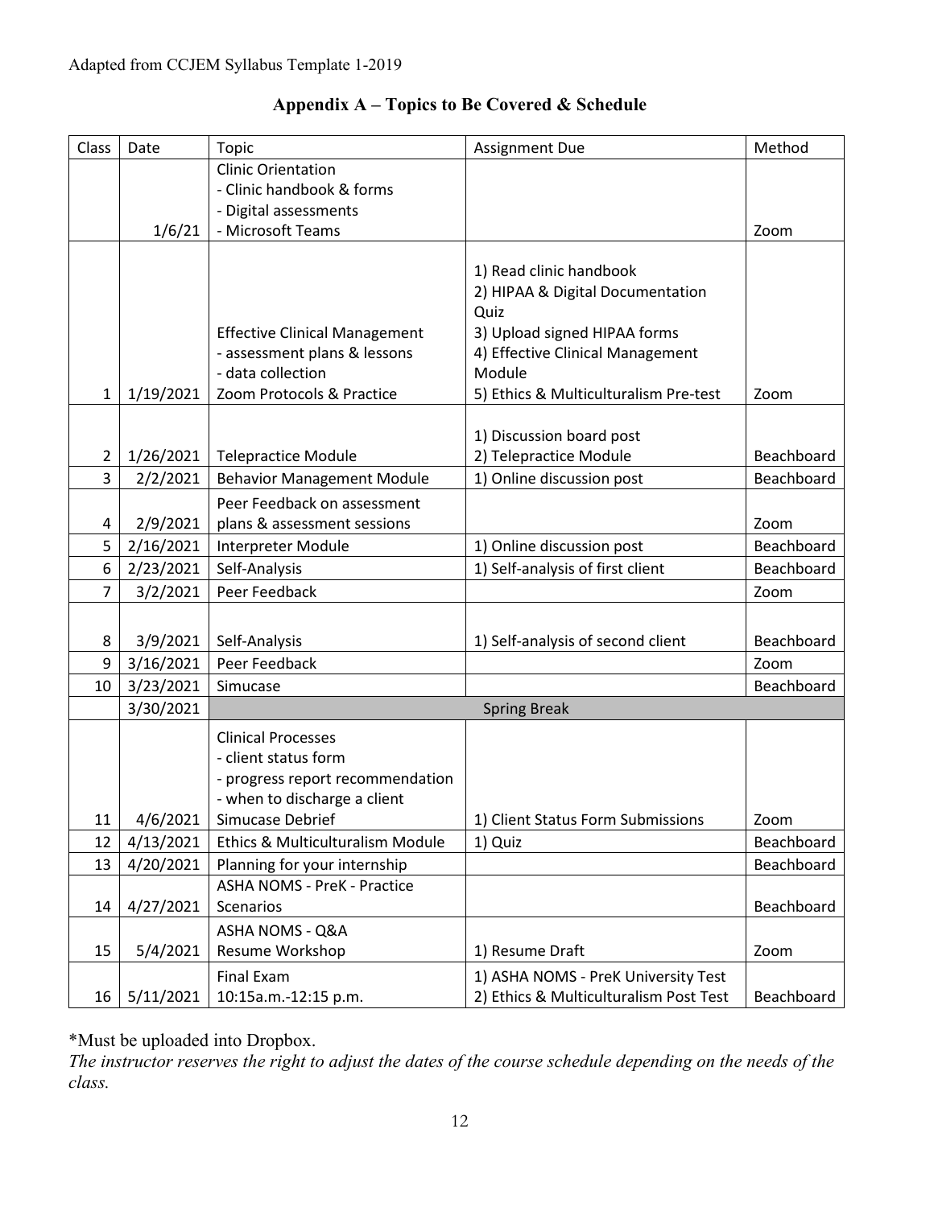Adapted from CCJEM Syllabus Template 1-2019

## Appendix A – Topics to Be Covered & Schedule

| Class | Date | Topic | Assignment Due | Method |
|---|---|---|---|---|
| | 1/6/21 | Clinic Orientation<br>- Clinic handbook & forms<br>- Digital assessments<br>- Microsoft Teams | | Zoom |
| 1 | 1/19/2021 | Effective Clinical Management<br>- assessment plans & lessons<br>- data collection<br>Zoom Protocols & Practice | 1) Read clinic handbook<br>2) HIPAA & Digital Documentation Quiz<br>3) Upload signed HIPAA forms<br>4) Effective Clinical Management Module<br>5) Ethics & Multiculturalism Pre-test | Zoom |
| 2 | 1/26/2021 | Telepractice Module | 1) Discussion board post<br>2) Telepractice Module | Beachboard |
| 3 | 2/2/2021 | Behavior Management Module | 1) Online discussion post | Beachboard |
| 4 | 2/9/2021 | Peer Feedback on assessment plans & assessment sessions | | Zoom |
| 5 | 2/16/2021 | Interpreter Module | 1) Online discussion post | Beachboard |
| 6 | 2/23/2021 | Self-Analysis | 1) Self-analysis of first client | Beachboard |
| 7 | 3/2/2021 | Peer Feedback | | Zoom |
| 8 | 3/9/2021 | Self-Analysis | 1) Self-analysis of second client | Beachboard |
| 9 | 3/16/2021 | Peer Feedback | | Zoom |
| 10 | 3/23/2021 | Simucase | | Beachboard |
| | 3/30/2021 | Spring Break | | |
| 11 | 4/6/2021 | Clinical Processes<br>- client status form<br>- progress report recommendation<br>- when to discharge a client<br>Simucase Debrief | 1) Client Status Form Submissions | Zoom |
| 12 | 4/13/2021 | Ethics & Multiculturalism Module | 1) Quiz | Beachboard |
| 13 | 4/20/2021 | Planning for your internship | | Beachboard |
| 14 | 4/27/2021 | ASHA NOMS - PreK - Practice Scenarios | | Beachboard |
| 15 | 5/4/2021 | ASHA NOMS - Q&A<br>Resume Workshop | 1) Resume Draft | Zoom |
| 16 | 5/11/2021 | Final Exam<br>10:15a.m.-12:15 p.m. | 1) ASHA NOMS - PreK University Test<br>2) Ethics & Multiculturalism Post Test | Beachboard |

*Must be uploaded into Dropbox.

*The instructor reserves the right to adjust the dates of the course schedule depending on the needs of the class.*